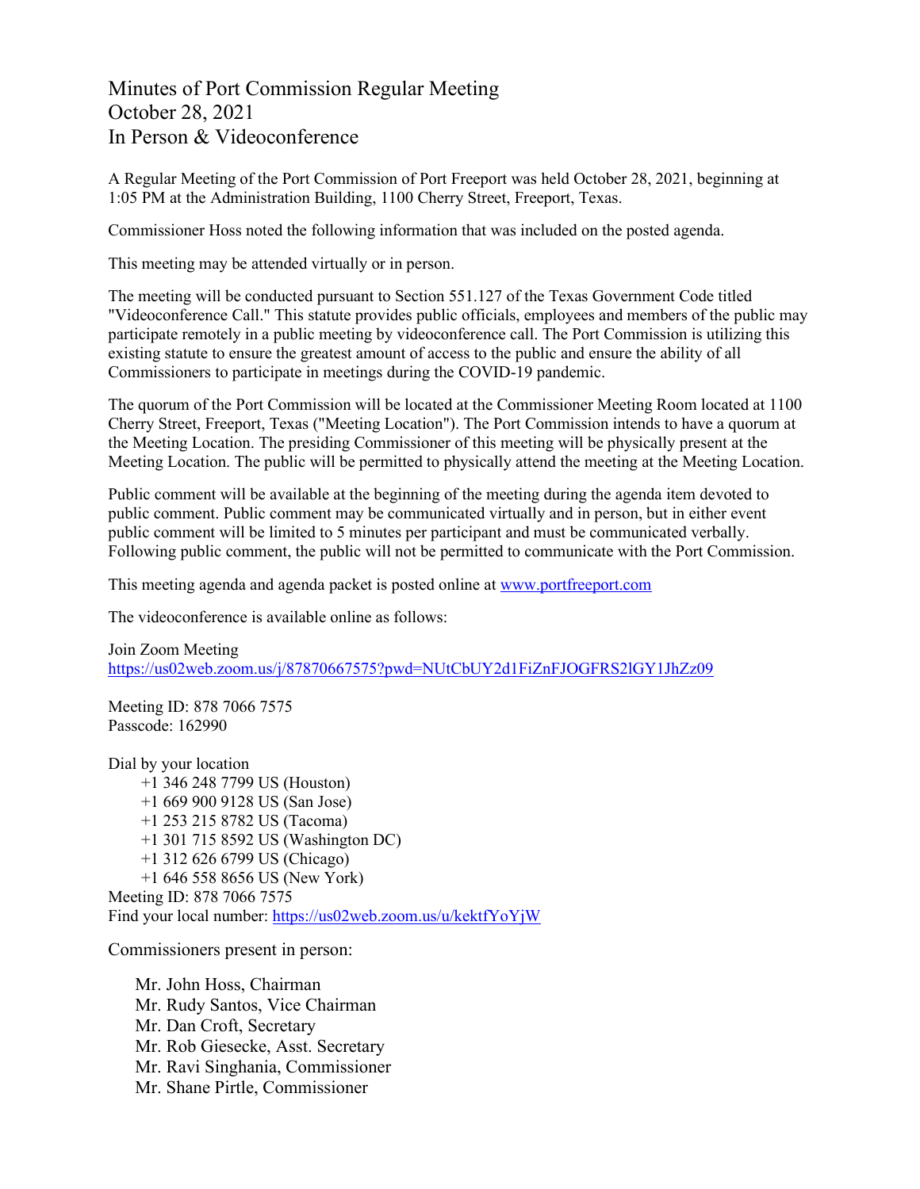# Minutes of Port Commission Regular Meeting
# October 28, 2021
# In Person & Videoconference

A Regular Meeting of the Port Commission of Port Freeport was held October 28, 2021, beginning at 1:05 PM at the Administration Building, 1100 Cherry Street, Freeport, Texas.

Commissioner Hoss noted the following information that was included on the posted agenda.

This meeting may be attended virtually or in person.

The meeting will be conducted pursuant to Section 551.127 of the Texas Government Code titled "Videoconference Call." This statute provides public officials, employees and members of the public may participate remotely in a public meeting by videoconference call. The Port Commission is utilizing this existing statute to ensure the greatest amount of access to the public and ensure the ability of all Commissioners to participate in meetings during the COVID-19 pandemic.

The quorum of the Port Commission will be located at the Commissioner Meeting Room located at 1100 Cherry Street, Freeport, Texas ("Meeting Location"). The Port Commission intends to have a quorum at the Meeting Location. The presiding Commissioner of this meeting will be physically present at the Meeting Location. The public will be permitted to physically attend the meeting at the Meeting Location.

Public comment will be available at the beginning of the meeting during the agenda item devoted to public comment. Public comment may be communicated virtually and in person, but in either event public comment will be limited to 5 minutes per participant and must be communicated verbally. Following public comment, the public will not be permitted to communicate with the Port Commission.

This meeting agenda and agenda packet is posted online at [www.portfreeport.com](www.portfreeport.com)

The videoconference is available online as follows:

Join Zoom Meeting
[https://us02web.zoom.us/j/87870667575?pwd=NUtCbUY2d1FiZnFJOGFRS2lGY1JhZz09](https://us02web.zoom.us/j/87870667575?pwd=NUtCbUY2d1FiZnFJOGFRS2lGY1JhZz09)

Meeting ID: 878 7066 7575
Passcode: 162990

Dial by your location
+1 346 248 7799 US (Houston)
+1 669 900 9128 US (San Jose)
+1 253 215 8782 US (Tacoma)
+1 301 715 8592 US (Washington DC)
+1 312 626 6799 US (Chicago)
+1 646 558 8656 US (New York)
Meeting ID: 878 7066 7575
Find your local number: [https://us02web.zoom.us/u/kektfYoYjW](https://us02web.zoom.us/u/kektfYoYjW)

Commissioners present in person:

- Mr. John Hoss, Chairman
- Mr. Rudy Santos, Vice Chairman
- Mr. Dan Croft, Secretary
- Mr. Rob Giesecke, Asst. Secretary
- Mr. Ravi Singhania, Commissioner
- Mr. Shane Pirtle, Commissioner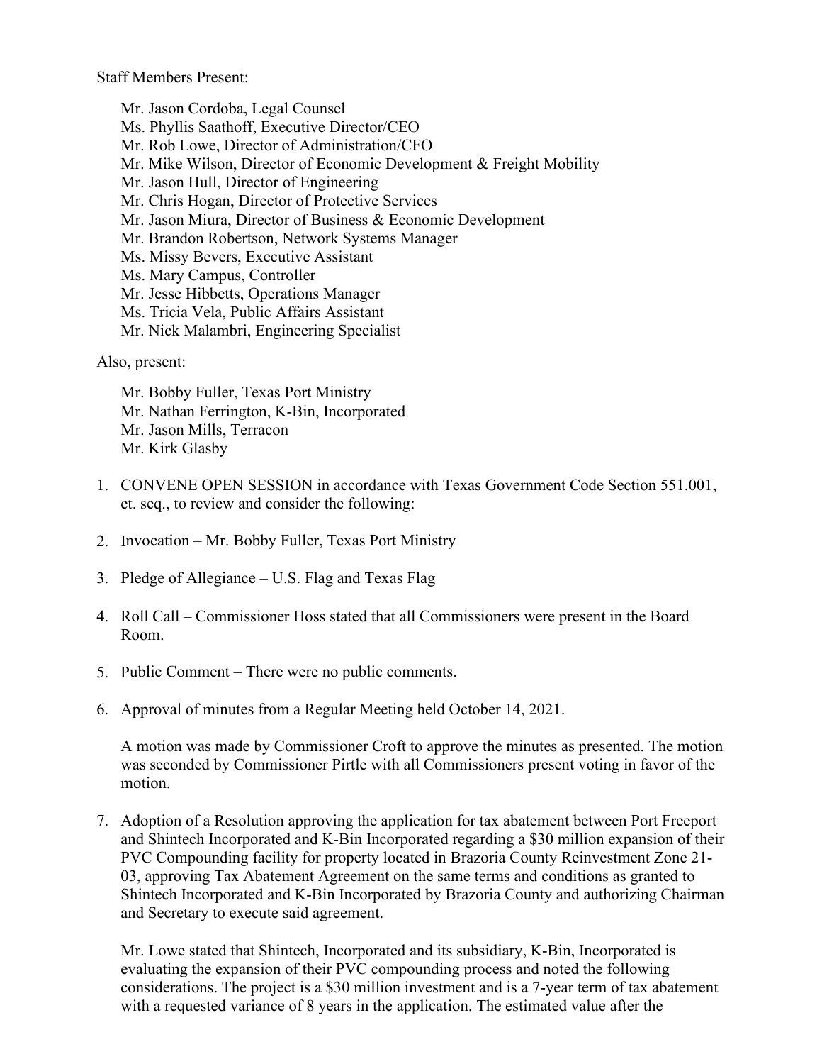Staff Members Present:

Mr. Jason Cordoba, Legal Counsel
Ms. Phyllis Saathoff, Executive Director/CEO
Mr. Rob Lowe, Director of Administration/CFO
Mr. Mike Wilson, Director of Economic Development & Freight Mobility
Mr. Jason Hull, Director of Engineering
Mr. Chris Hogan, Director of Protective Services
Mr. Jason Miura, Director of Business & Economic Development
Mr. Brandon Robertson, Network Systems Manager
Ms. Missy Bevers, Executive Assistant
Ms. Mary Campus, Controller
Mr. Jesse Hibbetts, Operations Manager
Ms. Tricia Vela, Public Affairs Assistant
Mr. Nick Malambri, Engineering Specialist

Also, present:

Mr. Bobby Fuller, Texas Port Ministry
Mr. Nathan Ferrington, K-Bin, Incorporated
Mr. Jason Mills, Terracon
Mr. Kirk Glasby

1. CONVENE OPEN SESSION in accordance with Texas Government Code Section 551.001, et. seq., to review and consider the following:

2. Invocation – Mr. Bobby Fuller, Texas Port Ministry

3. Pledge of Allegiance – U.S. Flag and Texas Flag

4. Roll Call – Commissioner Hoss stated that all Commissioners were present in the Board Room.

5. Public Comment – There were no public comments.

6. Approval of minutes from a Regular Meeting held October 14, 2021.

   A motion was made by Commissioner Croft to approve the minutes as presented. The motion was seconded by Commissioner Pirtle with all Commissioners present voting in favor of the motion.

7. Adoption of a Resolution approving the application for tax abatement between Port Freeport and Shintech Incorporated and K-Bin Incorporated regarding a $30 million expansion of their PVC Compounding facility for property located in Brazoria County Reinvestment Zone 21-03, approving Tax Abatement Agreement on the same terms and conditions as granted to Shintech Incorporated and K-Bin Incorporated by Brazoria County and authorizing Chairman and Secretary to execute said agreement.

   Mr. Lowe stated that Shintech, Incorporated and its subsidiary, K-Bin, Incorporated is evaluating the expansion of their PVC compounding process and noted the following considerations. The project is a $30 million investment and is a 7-year term of tax abatement with a requested variance of 8 years in the application. The estimated value after the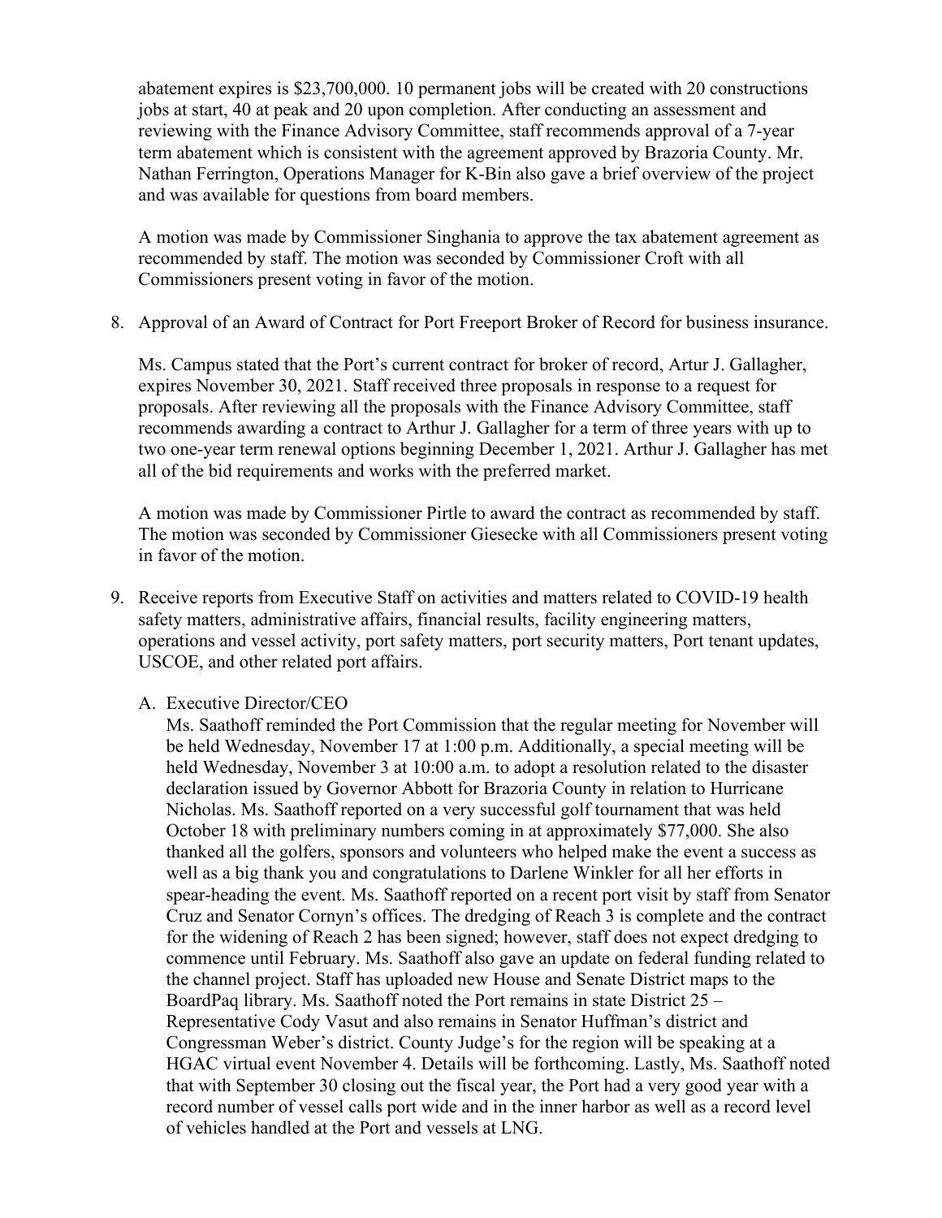abatement expires is $23,700,000. 10 permanent jobs will be created with 20 constructions jobs at start, 40 at peak and 20 upon completion. After conducting an assessment and reviewing with the Finance Advisory Committee, staff recommends approval of a 7-year term abatement which is consistent with the agreement approved by Brazoria County. Mr. Nathan Ferrington, Operations Manager for K-Bin also gave a brief overview of the project and was available for questions from board members.

A motion was made by Commissioner Singhania to approve the tax abatement agreement as recommended by staff. The motion was seconded by Commissioner Croft with all Commissioners present voting in favor of the motion.

8. Approval of an Award of Contract for Port Freeport Broker of Record for business insurance.

   Ms. Campus stated that the Port's current contract for broker of record, Artur J. Gallagher, expires November 30, 2021. Staff received three proposals in response to a request for proposals. After reviewing all the proposals with the Finance Advisory Committee, staff recommends awarding a contract to Arthur J. Gallagher for a term of three years with up to two one-year term renewal options beginning December 1, 2021. Arthur J. Gallagher has met all of the bid requirements and works with the preferred market.

   A motion was made by Commissioner Pirtle to award the contract as recommended by staff. The motion was seconded by Commissioner Giesecke with all Commissioners present voting in favor of the motion.

9. Receive reports from Executive Staff on activities and matters related to COVID-19 health safety matters, administrative affairs, financial results, facility engineering matters, operations and vessel activity, port safety matters, port security matters, Port tenant updates, USCOE, and other related port affairs.

   A. Executive Director/CEO
   Ms. Saathoff reminded the Port Commission that the regular meeting for November will be held Wednesday, November 17 at 1:00 p.m. Additionally, a special meeting will be held Wednesday, November 3 at 10:00 a.m. to adopt a resolution related to the disaster declaration issued by Governor Abbott for Brazoria County in relation to Hurricane Nicholas. Ms. Saathoff reported on a very successful golf tournament that was held October 18 with preliminary numbers coming in at approximately $77,000. She also thanked all the golfers, sponsors and volunteers who helped make the event a success as well as a big thank you and congratulations to Darlene Winkler for all her efforts in spear-heading the event. Ms. Saathoff reported on a recent port visit by staff from Senator Cruz and Senator Cornyn's offices. The dredging of Reach 3 is complete and the contract for the widening of Reach 2 has been signed; however, staff does not expect dredging to commence until February. Ms. Saathoff also gave an update on federal funding related to the channel project. Staff has uploaded new House and Senate District maps to the BoardPaq library. Ms. Saathoff noted the Port remains in state District 25 – Representative Cody Vasut and also remains in Senator Huffman's district and Congressman Weber's district. County Judge's for the region will be speaking at a HGAC virtual event November 4. Details will be forthcoming. Lastly, Ms. Saathoff noted that with September 30 closing out the fiscal year, the Port had a very good year with a record number of vessel calls port wide and in the inner harbor as well as a record level of vehicles handled at the Port and vessels at LNG.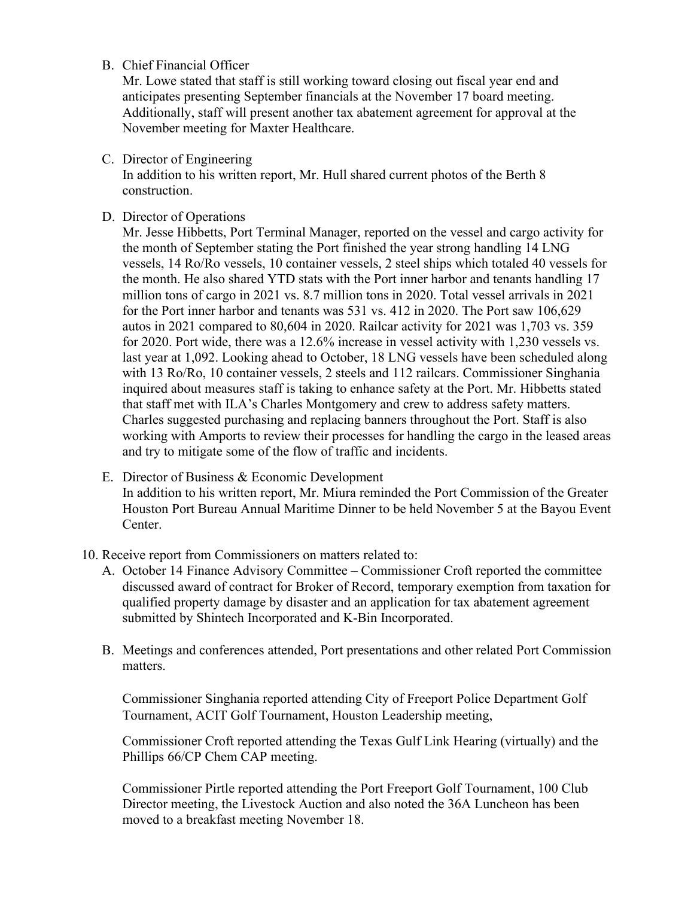B. Chief Financial Officer

Mr. Lowe stated that staff is still working toward closing out fiscal year end and anticipates presenting September financials at the November 17 board meeting. Additionally, staff will present another tax abatement agreement for approval at the November meeting for Maxter Healthcare.

C. Director of Engineering

In addition to his written report, Mr. Hull shared current photos of the Berth 8 construction.

D. Director of Operations

Mr. Jesse Hibbetts, Port Terminal Manager, reported on the vessel and cargo activity for the month of September stating the Port finished the year strong handling 14 LNG vessels, 14 Ro/Ro vessels, 10 container vessels, 2 steel ships which totaled 40 vessels for the month. He also shared YTD stats with the Port inner harbor and tenants handling 17 million tons of cargo in 2021 vs. 8.7 million tons in 2020. Total vessel arrivals in 2021 for the Port inner harbor and tenants was 531 vs. 412 in 2020. The Port saw 106,629 autos in 2021 compared to 80,604 in 2020. Railcar activity for 2021 was 1,703 vs. 359 for 2020. Port wide, there was a 12.6% increase in vessel activity with 1,230 vessels vs. last year at 1,092. Looking ahead to October, 18 LNG vessels have been scheduled along with 13 Ro/Ro, 10 container vessels, 2 steels and 112 railcars. Commissioner Singhania inquired about measures staff is taking to enhance safety at the Port. Mr. Hibbetts stated that staff met with ILA's Charles Montgomery and crew to address safety matters. Charles suggested purchasing and replacing banners throughout the Port. Staff is also working with Amports to review their processes for handling the cargo in the leased areas and try to mitigate some of the flow of traffic and incidents.

E. Director of Business & Economic Development

In addition to his written report, Mr. Miura reminded the Port Commission of the Greater Houston Port Bureau Annual Maritime Dinner to be held November 5 at the Bayou Event Center.

10. Receive report from Commissioners on matters related to:

A. October 14 Finance Advisory Committee – Commissioner Croft reported the committee discussed award of contract for Broker of Record, temporary exemption from taxation for qualified property damage by disaster and an application for tax abatement agreement submitted by Shintech Incorporated and K-Bin Incorporated.

B. Meetings and conferences attended, Port presentations and other related Port Commission matters.

Commissioner Singhania reported attending City of Freeport Police Department Golf Tournament, ACIT Golf Tournament, Houston Leadership meeting,

Commissioner Croft reported attending the Texas Gulf Link Hearing (virtually) and the Phillips 66/CP Chem CAP meeting.

Commissioner Pirtle reported attending the Port Freeport Golf Tournament, 100 Club Director meeting, the Livestock Auction and also noted the 36A Luncheon has been moved to a breakfast meeting November 18.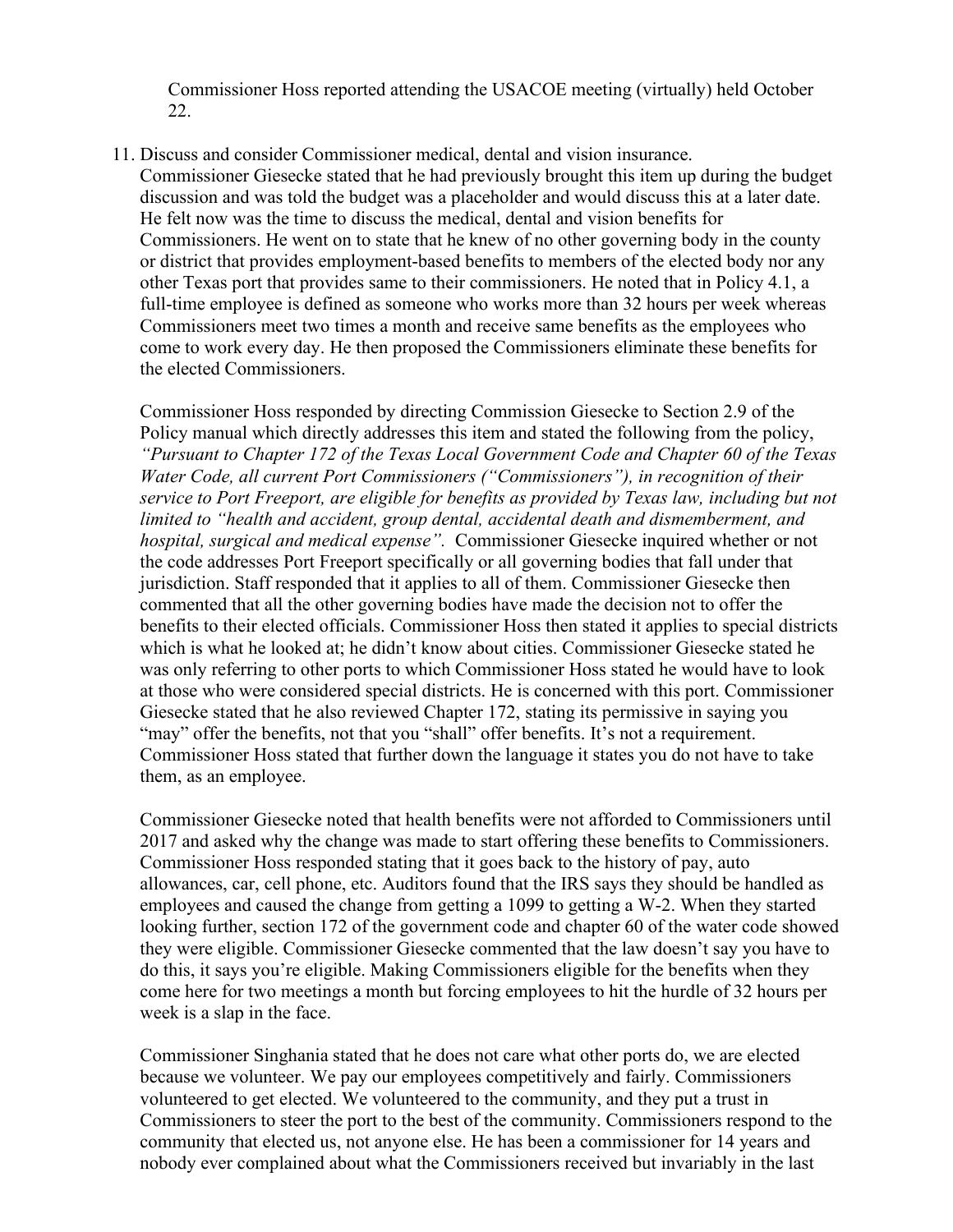Commissioner Hoss reported attending the USACOE meeting (virtually) held October 22.

11. Discuss and consider Commissioner medical, dental and vision insurance.
    Commissioner Giesecke stated that he had previously brought this item up during the budget discussion and was told the budget was a placeholder and would discuss this at a later date. He felt now was the time to discuss the medical, dental and vision benefits for Commissioners. He went on to state that he knew of no other governing body in the county or district that provides employment-based benefits to members of the elected body nor any other Texas port that provides same to their commissioners. He noted that in Policy 4.1, a full-time employee is defined as someone who works more than 32 hours per week whereas Commissioners meet two times a month and receive same benefits as the employees who come to work every day. He then proposed the Commissioners eliminate these benefits for the elected Commissioners.

    Commissioner Hoss responded by directing Commission Giesecke to Section 2.9 of the Policy manual which directly addresses this item and stated the following from the policy, *"Pursuant to Chapter 172 of the Texas Local Government Code and Chapter 60 of the Texas Water Code, all current Port Commissioners ("Commissioners"), in recognition of their service to Port Freeport, are eligible for benefits as provided by Texas law, including but not limited to "health and accident, group dental, accidental death and dismemberment, and hospital, surgical and medical expense".* Commissioner Giesecke inquired whether or not the code addresses Port Freeport specifically or all governing bodies that fall under that jurisdiction. Staff responded that it applies to all of them. Commissioner Giesecke then commented that all the other governing bodies have made the decision not to offer the benefits to their elected officials. Commissioner Hoss then stated it applies to special districts which is what he looked at; he didn't know about cities. Commissioner Giesecke stated he was only referring to other ports to which Commissioner Hoss stated he would have to look at those who were considered special districts. He is concerned with this port. Commissioner Giesecke stated that he also reviewed Chapter 172, stating its permissive in saying you "may" offer the benefits, not that you "shall" offer benefits. It's not a requirement. Commissioner Hoss stated that further down the language it states you do not have to take them, as an employee.

    Commissioner Giesecke noted that health benefits were not afforded to Commissioners until 2017 and asked why the change was made to start offering these benefits to Commissioners. Commissioner Hoss responded stating that it goes back to the history of pay, auto allowances, car, cell phone, etc. Auditors found that the IRS says they should be handled as employees and caused the change from getting a 1099 to getting a W-2. When they started looking further, section 172 of the government code and chapter 60 of the water code showed they were eligible. Commissioner Giesecke commented that the law doesn't say you have to do this, it says you're eligible. Making Commissioners eligible for the benefits when they come here for two meetings a month but forcing employees to hit the hurdle of 32 hours per week is a slap in the face.

    Commissioner Singhania stated that he does not care what other ports do, we are elected because we volunteer. We pay our employees competitively and fairly. Commissioners volunteered to get elected. We volunteered to the community, and they put a trust in Commissioners to steer the port to the best of the community. Commissioners respond to the community that elected us, not anyone else. He has been a commissioner for 14 years and nobody ever complained about what the Commissioners received but invariably in the last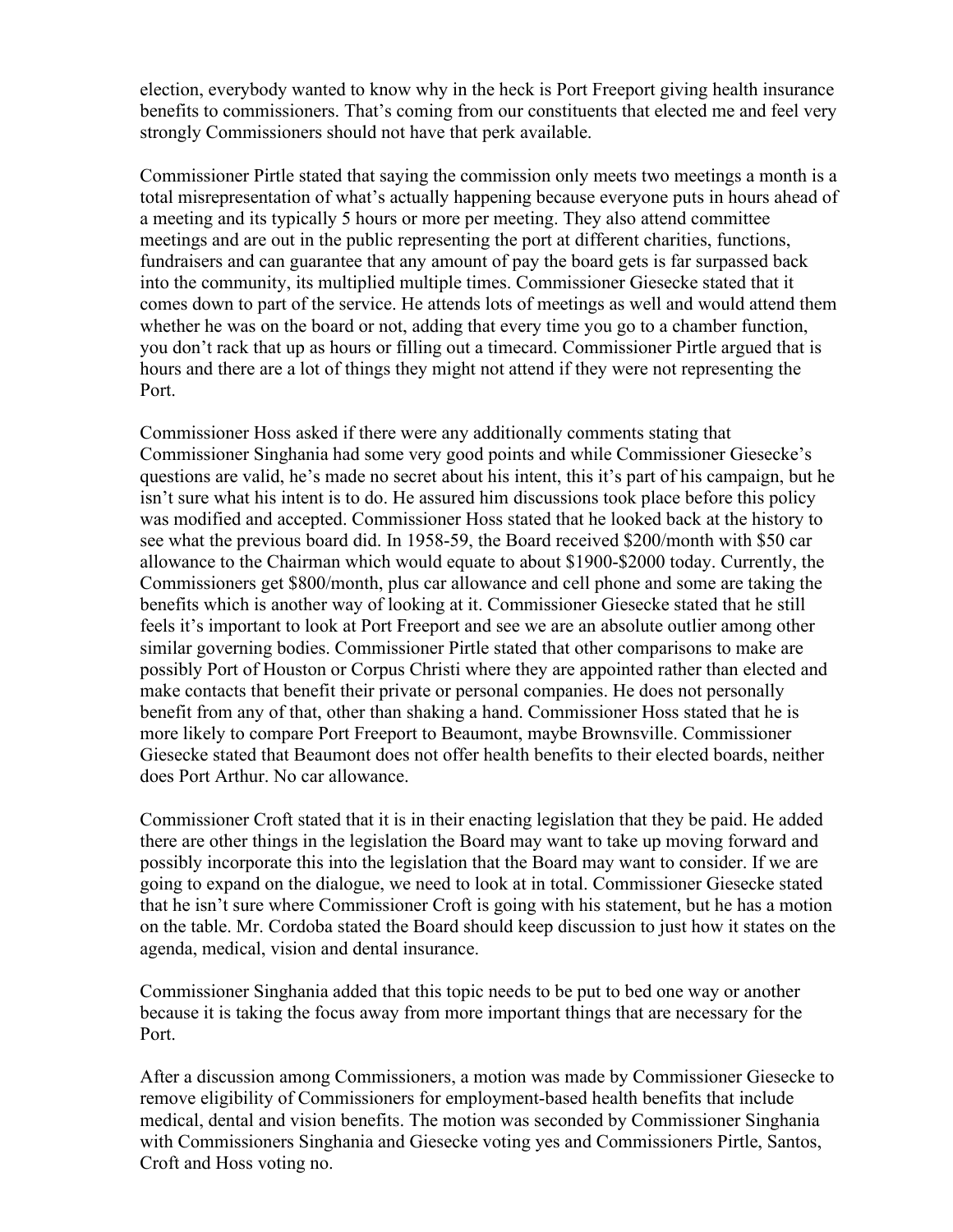election, everybody wanted to know why in the heck is Port Freeport giving health insurance benefits to commissioners. That's coming from our constituents that elected me and feel very strongly Commissioners should not have that perk available.

Commissioner Pirtle stated that saying the commission only meets two meetings a month is a total misrepresentation of what's actually happening because everyone puts in hours ahead of a meeting and its typically 5 hours or more per meeting. They also attend committee meetings and are out in the public representing the port at different charities, functions, fundraisers and can guarantee that any amount of pay the board gets is far surpassed back into the community, its multiplied multiple times. Commissioner Giesecke stated that it comes down to part of the service. He attends lots of meetings as well and would attend them whether he was on the board or not, adding that every time you go to a chamber function, you don't rack that up as hours or filling out a timecard. Commissioner Pirtle argued that is hours and there are a lot of things they might not attend if they were not representing the Port.

Commissioner Hoss asked if there were any additionally comments stating that Commissioner Singhania had some very good points and while Commissioner Giesecke's questions are valid, he's made no secret about his intent, this it's part of his campaign, but he isn't sure what his intent is to do. He assured him discussions took place before this policy was modified and accepted. Commissioner Hoss stated that he looked back at the history to see what the previous board did. In 1958-59, the Board received \$200/month with \$50 car allowance to the Chairman which would equate to about \$1900-\$2000 today. Currently, the Commissioners get \$800/month, plus car allowance and cell phone and some are taking the benefits which is another way of looking at it. Commissioner Giesecke stated that he still feels it's important to look at Port Freeport and see we are an absolute outlier among other similar governing bodies. Commissioner Pirtle stated that other comparisons to make are possibly Port of Houston or Corpus Christi where they are appointed rather than elected and make contacts that benefit their private or personal companies. He does not personally benefit from any of that, other than shaking a hand. Commissioner Hoss stated that he is more likely to compare Port Freeport to Beaumont, maybe Brownsville. Commissioner Giesecke stated that Beaumont does not offer health benefits to their elected boards, neither does Port Arthur. No car allowance.

Commissioner Croft stated that it is in their enacting legislation that they be paid. He added there are other things in the legislation the Board may want to take up moving forward and possibly incorporate this into the legislation that the Board may want to consider. If we are going to expand on the dialogue, we need to look at in total. Commissioner Giesecke stated that he isn't sure where Commissioner Croft is going with his statement, but he has a motion on the table. Mr. Cordoba stated the Board should keep discussion to just how it states on the agenda, medical, vision and dental insurance.

Commissioner Singhania added that this topic needs to be put to bed one way or another because it is taking the focus away from more important things that are necessary for the Port.

After a discussion among Commissioners, a motion was made by Commissioner Giesecke to remove eligibility of Commissioners for employment-based health benefits that include medical, dental and vision benefits. The motion was seconded by Commissioner Singhania with Commissioners Singhania and Giesecke voting yes and Commissioners Pirtle, Santos, Croft and Hoss voting no.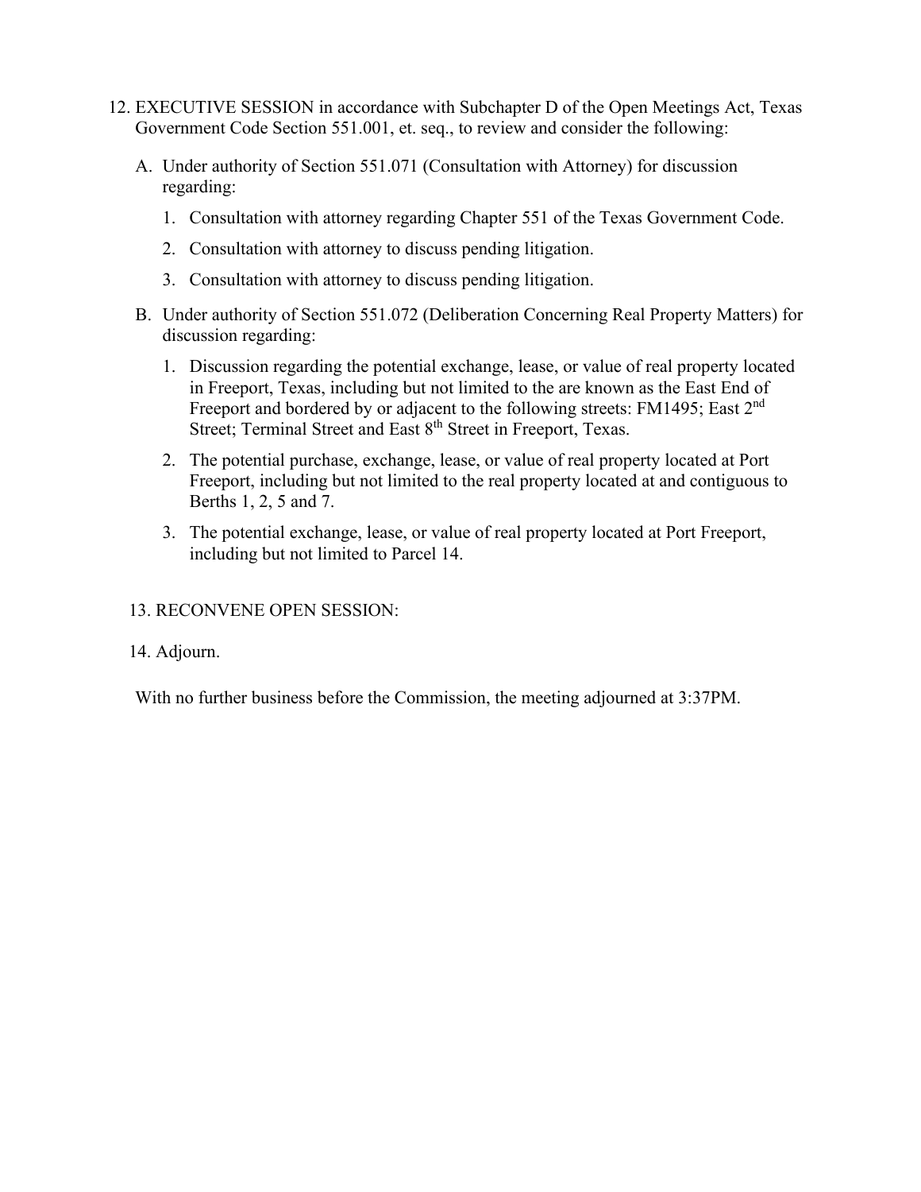12. EXECUTIVE SESSION in accordance with Subchapter D of the Open Meetings Act, Texas Government Code Section 551.001, et. seq., to review and consider the following:

    A. Under authority of Section 551.071 (Consultation with Attorney) for discussion regarding:

        1. Consultation with attorney regarding Chapter 551 of the Texas Government Code.
        2. Consultation with attorney to discuss pending litigation.
        3. Consultation with attorney to discuss pending litigation.

    B. Under authority of Section 551.072 (Deliberation Concerning Real Property Matters) for discussion regarding:

        1. Discussion regarding the potential exchange, lease, or value of real property located in Freeport, Texas, including but not limited to the are known as the East End of Freeport and bordered by or adjacent to the following streets: FM1495; East 2nd Street; Terminal Street and East 8th Street in Freeport, Texas.
        2. The potential purchase, exchange, lease, or value of real property located at Port Freeport, including but not limited to the real property located at and contiguous to Berths 1, 2, 5 and 7.
        3. The potential exchange, lease, or value of real property located at Port Freeport, including but not limited to Parcel 14.

13. RECONVENE OPEN SESSION:

14. Adjourn.

With no further business before the Commission, the meeting adjourned at 3:37PM.